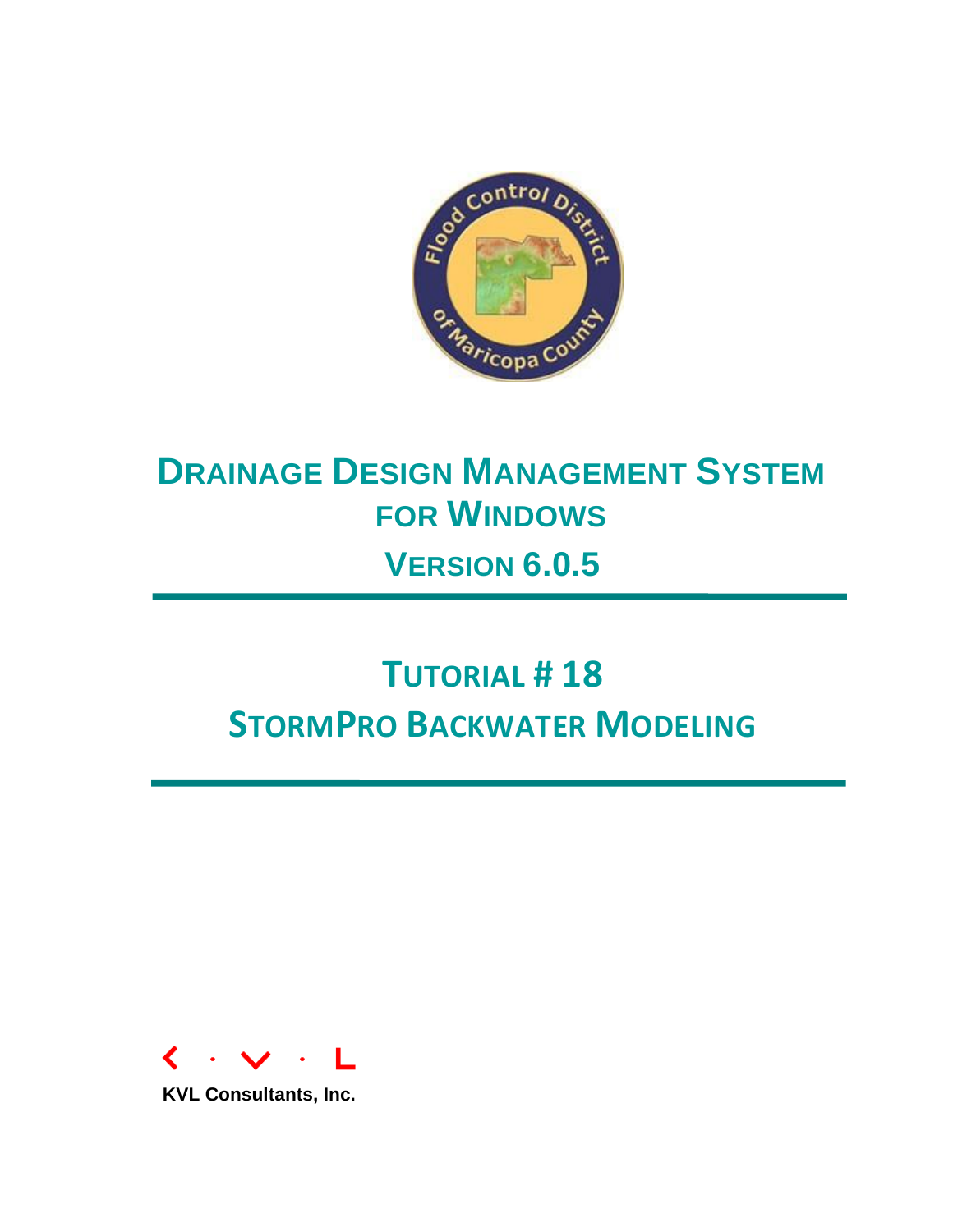# DRAINAGE DESIGN MANAGEMENT SYSTEM FOR WINDOWS

## VERSION 6.0.5

# TUTORIAL # 18

# STORMPRO BACKWATER MODELING

KVL Consultants, Inc.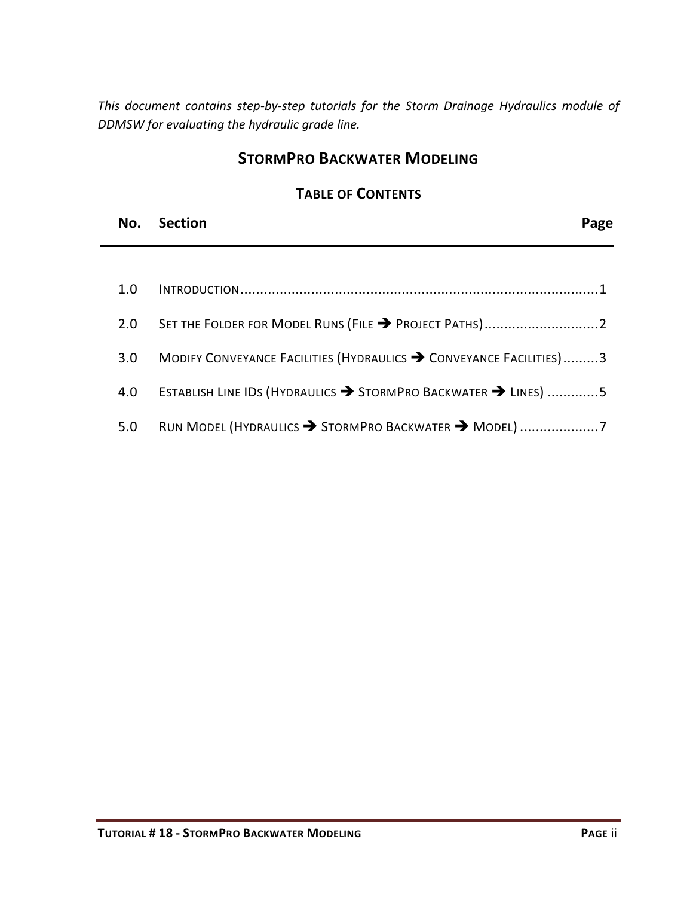*This document contains step-by-step tutorials for the Storm Drainage Hydraulics module of DDMSW for evaluating the hydraulic grade line.*

# STORMPRO BACKWATER MODELING

## TABLE OF CONTENTS

| No. | Section | Page |
|---|---|---|
| 1.0 | INTRODUCTION | 1 |
| 2.0 | SET THE FOLDER FOR MODEL RUNS (FILE ➔ PROJECT PATHS) | 2 |
| 3.0 | MODIFY CONVEYANCE FACILITIES (HYDRAULICS ➔ CONVEYANCE FACILITIES) | 3 |
| 4.0 | ESTABLISH LINE IDS (HYDRAULICS ➔ STORMPRO BACKWATER ➔ LINES) | 5 |
| 5.0 | RUN MODEL (HYDRAULICS ➔ STORMPRO BACKWATER ➔ MODEL) | 7 |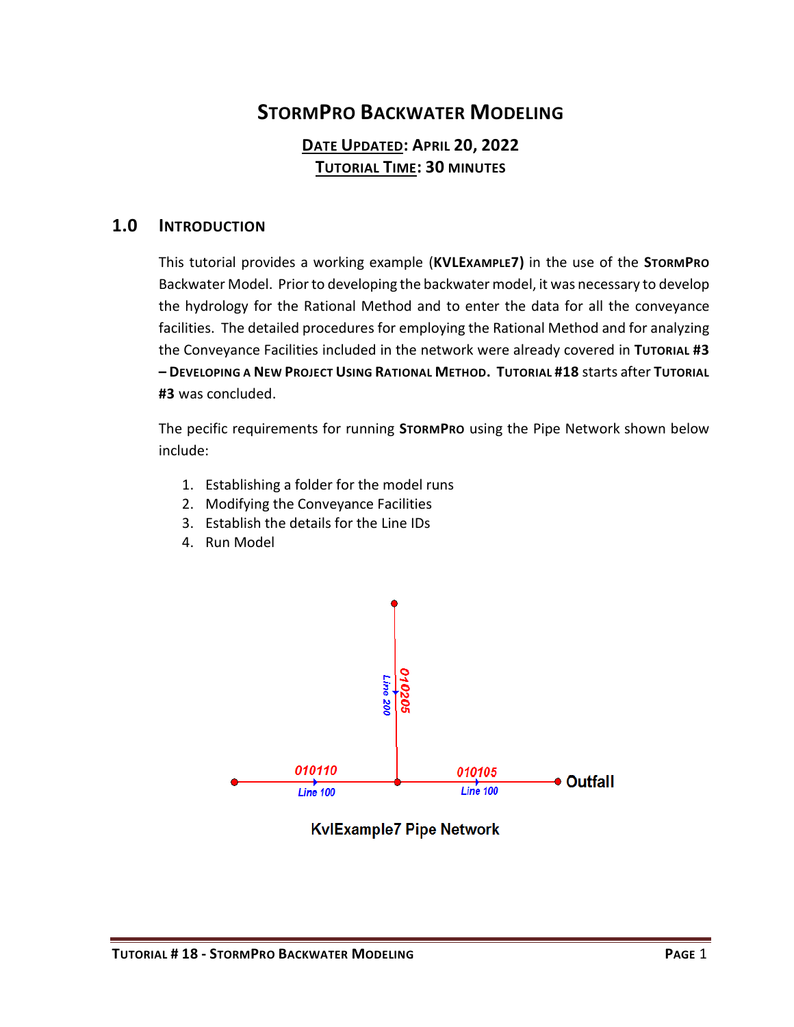# StormPro Backwater Modeling

**Date Updated: April 20, 2022**
**Tutorial Time: 30 minutes**

## 1.0 Introduction

This tutorial provides a working example (**KVLExample7)** in the use of the **StormPro** Backwater Model. Prior to developing the backwater model, it was necessary to develop the hydrology for the Rational Method and to enter the data for all the conveyance facilities. The detailed procedures for employing the Rational Method and for analyzing the Conveyance Facilities included in the network were already covered in **Tutorial #3 – Developing a New Project Using Rational Method. Tutorial #18** starts after **Tutorial #3** was concluded.

The pecific requirements for running **StormPro** using the Pipe Network shown below include:

1. Establishing a folder for the model runs
2. Modifying the Conveyance Facilities
3. Establish the details for the Line IDs
4. Run Model

KvlExample7 Pipe Network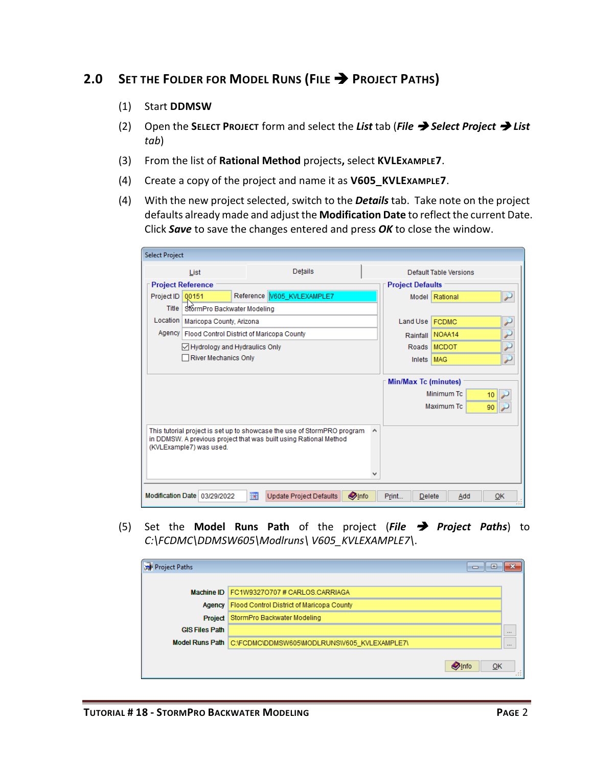## 2.0 SET THE FOLDER FOR MODEL RUNS (FILE ➔ PROJECT PATHS)

(1) Start **DDMSW**

(2) Open the **SELECT PROJECT** form and select the ***List*** tab (***File*** ➔ ***Select Project*** ➔ ***List*** *tab*)

(3) From the list of **Rational Method** projects**,** select **KVLEXAMPLE7**.

(4) Create a copy of the project and name it as **V605_KVLEXAMPLE7**.

(4) With the new project selected, switch to the ***Details*** tab. Take note on the project defaults already made and adjust the **Modification Date** to reflect the current Date. Click ***Save*** to save the changes entered and press ***OK*** to close the window.

(5) Set the **Model Runs Path** of the project (***File*** ➔ ***Project Paths***) to *C:\FCDMC\DDMSW605\Modlruns\ V605_KVLEXAMPLE7\*.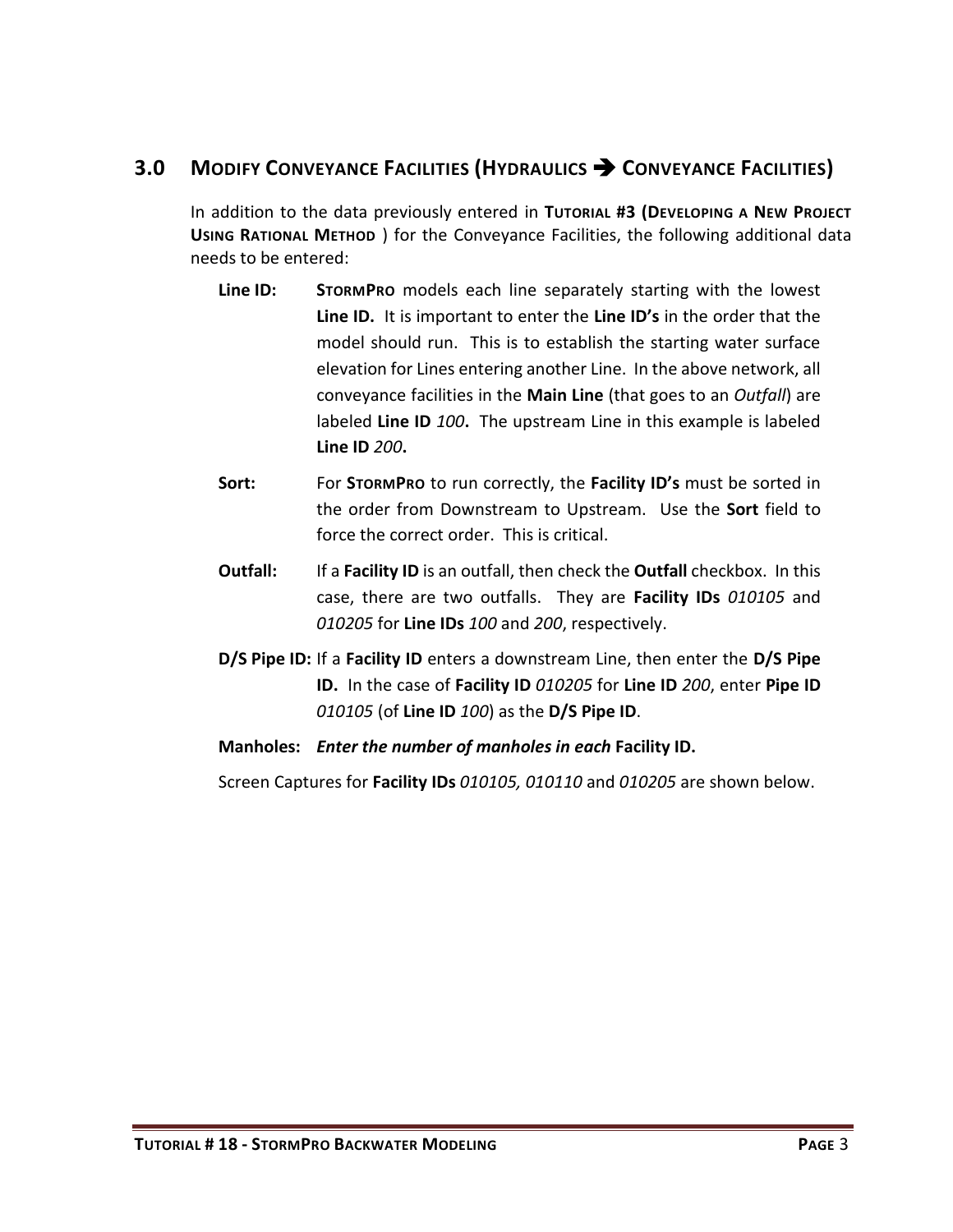## 3.0 MODIFY CONVEYANCE FACILITIES (HYDRAULICS ➔ CONVEYANCE FACILITIES)

In addition to the data previously entered in **TUTORIAL #3 (DEVELOPING A NEW PROJECT USING RATIONAL METHOD** ) for the Conveyance Facilities, the following additional data needs to be entered:

**Line ID:** **STORMPRO** models each line separately starting with the lowest **Line ID.** It is important to enter the **Line ID's** in the order that the model should run. This is to establish the starting water surface elevation for Lines entering another Line. In the above network, all conveyance facilities in the **Main Line** (that goes to an *Outfall*) are labeled **Line ID** *100***.** The upstream Line in this example is labeled **Line ID** *200***.**

**Sort:** For **STORMPRO** to run correctly, the **Facility ID's** must be sorted in the order from Downstream to Upstream. Use the **Sort** field to force the correct order. This is critical.

**Outfall:** If a **Facility ID** is an outfall, then check the **Outfall** checkbox. In this case, there are two outfalls. They are **Facility IDs** *010105* and *010205* for **Line IDs** *100* and *200*, respectively.

**D/S Pipe ID:** If a **Facility ID** enters a downstream Line, then enter the **D/S Pipe ID.** In the case of **Facility ID** *010205* for **Line ID** *200*, enter **Pipe ID** *010105* (of **Line ID** *100*) as the **D/S Pipe ID**.

**Manholes:** ***Enter the number of manholes in each* Facility ID.**

Screen Captures for **Facility IDs** *010105, 010110* and *010205* are shown below.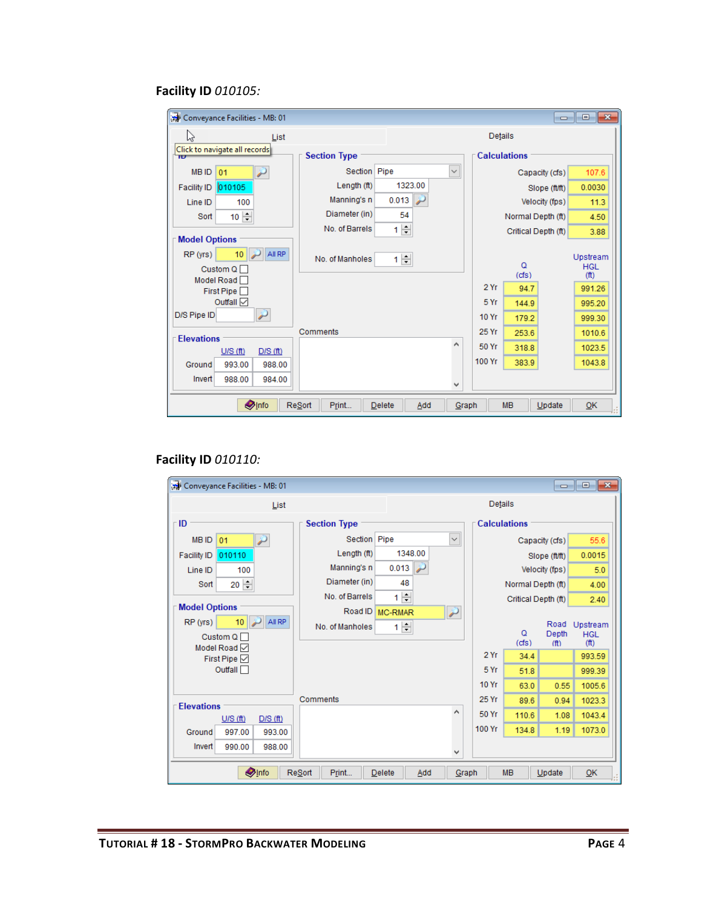**Facility ID** *010105:*

Conveyance Facilities - MB: 01

List | Details

**ID**

| Field | Value |
|---|---|
| MB ID | 01 |
| Facility ID | 010105 |
| Line ID | 100 |
| Sort | 10 |

**Model Options**

| Option | Value |
|---|---|
| RP (yrs) | 10 |
| Custom Q | ☐ |
| Model Road | ☐ |
| First Pipe | ☐ |
| Outfall | ☑ |
| D/S Pipe ID | |

**Elevations**

| | U/S (ft) | D/S (ft) |
|---|---|---|
| Ground | 993.00 | 988.00 |
| Invert | 988.00 | 984.00 |

**Section Type**

| Field | Value |
|---|---|
| Section | Pipe |
| Length (ft) | 1323.00 |
| Manning's n | 0.013 |
| Diameter (in) | 54 |
| No. of Barrels | 1 |
| No. of Manholes | 1 |

Comments

**Calculations**

| Field | Value |
|---|---|
| Capacity (cfs) | 107.6 |
| Slope (ft/ft) | 0.0030 |
| Velocity (fps) | 11.3 |
| Normal Depth (ft) | 4.50 |
| Critical Depth (ft) | 3.88 |

| | Q (cfs) | Upstream HGL (ft) |
|---|---|---|
| 2 Yr | 94.7 | 991.26 |
| 5 Yr | 144.9 | 995.20 |
| 10 Yr | 179.2 | 999.30 |
| 25 Yr | 253.6 | 1010.6 |
| 50 Yr | 318.8 | 1023.5 |
| 100 Yr | 383.9 | 1043.8 |

Info | ReSort | Print... | Delete | Add | Graph | MB | Update | OK

**Facility ID** *010110:*

Conveyance Facilities - MB: 01

List | Details

**ID**

| Field | Value |
|---|---|
| MB ID | 01 |
| Facility ID | 010110 |
| Line ID | 100 |
| Sort | 20 |

**Model Options**

| Option | Value |
|---|---|
| RP (yrs) | 10 |
| Custom Q | ☐ |
| Model Road | ☑ |
| First Pipe | ☑ |
| Outfall | ☐ |

**Elevations**

| | U/S (ft) | D/S (ft) |
|---|---|---|
| Ground | 997.00 | 993.00 |
| Invert | 990.00 | 988.00 |

**Section Type**

| Field | Value |
|---|---|
| Section | Pipe |
| Length (ft) | 1348.00 |
| Manning's n | 0.013 |
| Diameter (in) | 48 |
| No. of Barrels | 1 |
| Road ID | MC-RMAR |
| No. of Manholes | 1 |

Comments

**Calculations**

| Field | Value |
|---|---|
| Capacity (cfs) | 55.6 |
| Slope (ft/ft) | 0.0015 |
| Velocity (fps) | 5.0 |
| Normal Depth (ft) | 4.00 |
| Critical Depth (ft) | 2.40 |

| | Q (cfs) | Road Depth (ft) | Upstream HGL (ft) |
|---|---|---|---|
| 2 Yr | 34.4 | | 993.59 |
| 5 Yr | 51.8 | | 999.39 |
| 10 Yr | 63.0 | 0.55 | 1005.6 |
| 25 Yr | 89.6 | 0.94 | 1023.3 |
| 50 Yr | 110.6 | 1.08 | 1043.4 |
| 100 Yr | 134.8 | 1.19 | 1073.0 |

Info | ReSort | Print... | Delete | Add | Graph | MB | Update | OK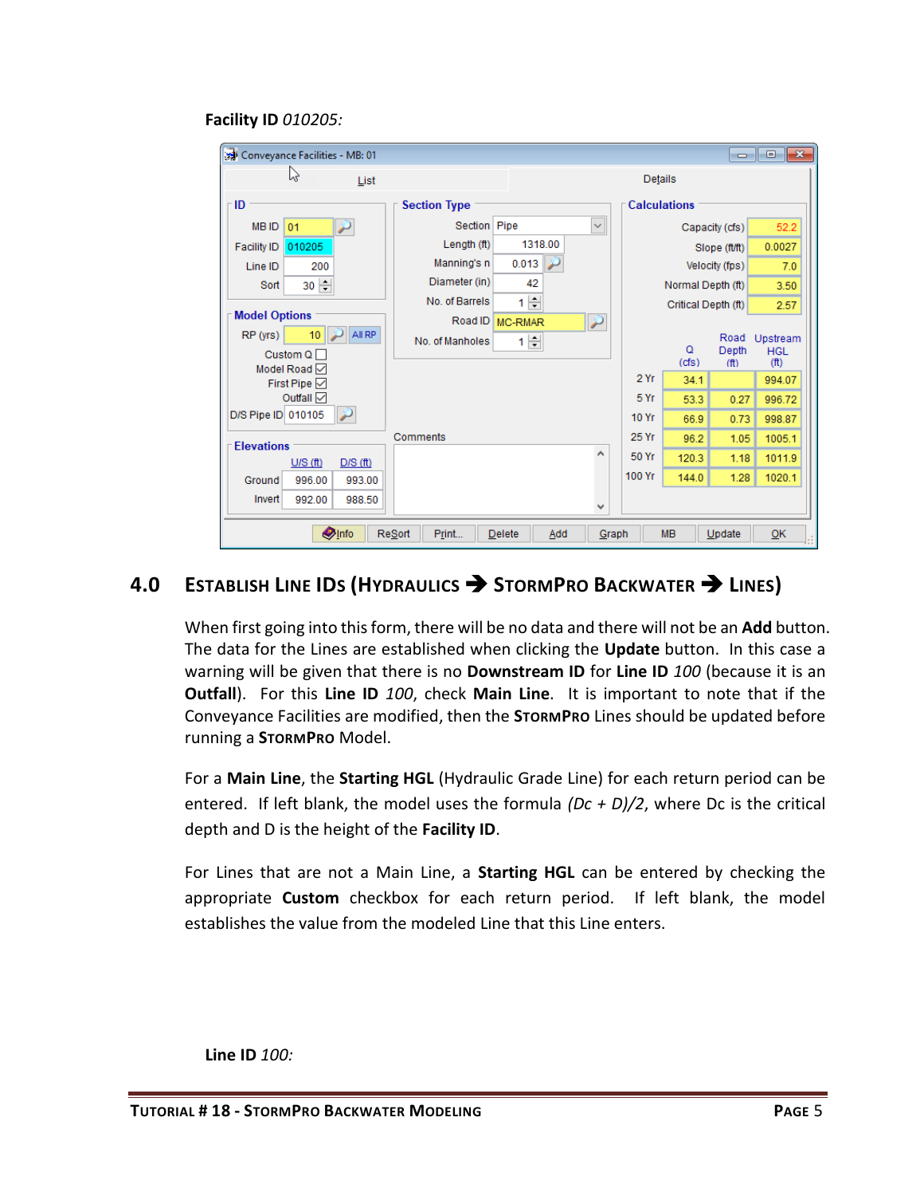**Facility ID** *010205:*

## 4.0 Establish Line IDs (Hydraulics ➔ StormPro Backwater ➔ Lines)

When first going into this form, there will be no data and there will not be an **Add** button. The data for the Lines are established when clicking the **Update** button. In this case a warning will be given that there is no **Downstream ID** for **Line ID** *100* (because it is an **Outfall**). For this **Line ID** *100*, check **Main Line**. It is important to note that if the Conveyance Facilities are modified, then the **StormPro** Lines should be updated before running a **StormPro** Model.

For a **Main Line**, the **Starting HGL** (Hydraulic Grade Line) for each return period can be entered. If left blank, the model uses the formula *(Dc + D)/2*, where Dc is the critical depth and D is the height of the **Facility ID**.

For Lines that are not a Main Line, a **Starting HGL** can be entered by checking the appropriate **Custom** checkbox for each return period. If left blank, the model establishes the value from the modeled Line that this Line enters.

**Line ID** *100:*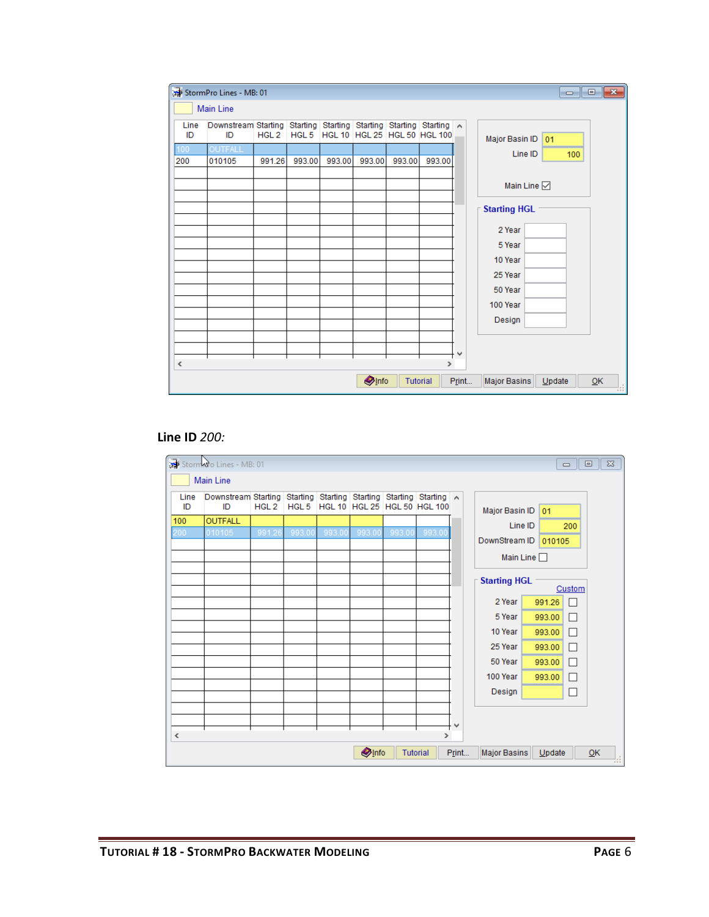StormPro Lines - MB: 01

Main Line

| Line ID | Downstream ID | Starting HGL 2 | Starting HGL 5 | Starting HGL 10 | Starting HGL 25 | Starting HGL 50 | Starting HGL 100 |
|---|---|---|---|---|---|---|---|
| 100 | OUTFALL | | | | | | |
| 200 | 010105 | 991.26 | 993.00 | 993.00 | 993.00 | 993.00 | 993.00 |

Major Basin ID: 01
Line ID: 100
Main Line ☑

**Starting HGL**

2 Year
5 Year
10 Year
25 Year
50 Year
100 Year
Design

Info | Tutorial | Print... | Major Basins | Update | OK

**Line ID** *200:*

StormPro Lines - MB: 01

Main Line

| Line ID | Downstream ID | Starting HGL 2 | Starting HGL 5 | Starting HGL 10 | Starting HGL 25 | Starting HGL 50 | Starting HGL 100 |
|---|---|---|---|---|---|---|---|
| 100 | OUTFALL | | | | | | |
| 200 | 010105 | 991.26 | 993.00 | 993.00 | 993.00 | 993.00 | 993.00 |

Major Basin ID: 01
Line ID: 200
DownStream ID: 010105
Main Line ☐

**Starting HGL** Custom

| | | |
|---|---|---|
| 2 Year | 991.26 | ☐ |
| 5 Year | 993.00 | ☐ |
| 10 Year | 993.00 | ☐ |
| 25 Year | 993.00 | ☐ |
| 50 Year | 993.00 | ☐ |
| 100 Year | 993.00 | ☐ |
| Design | | ☐ |

Info | Tutorial | Print... | Major Basins | Update | OK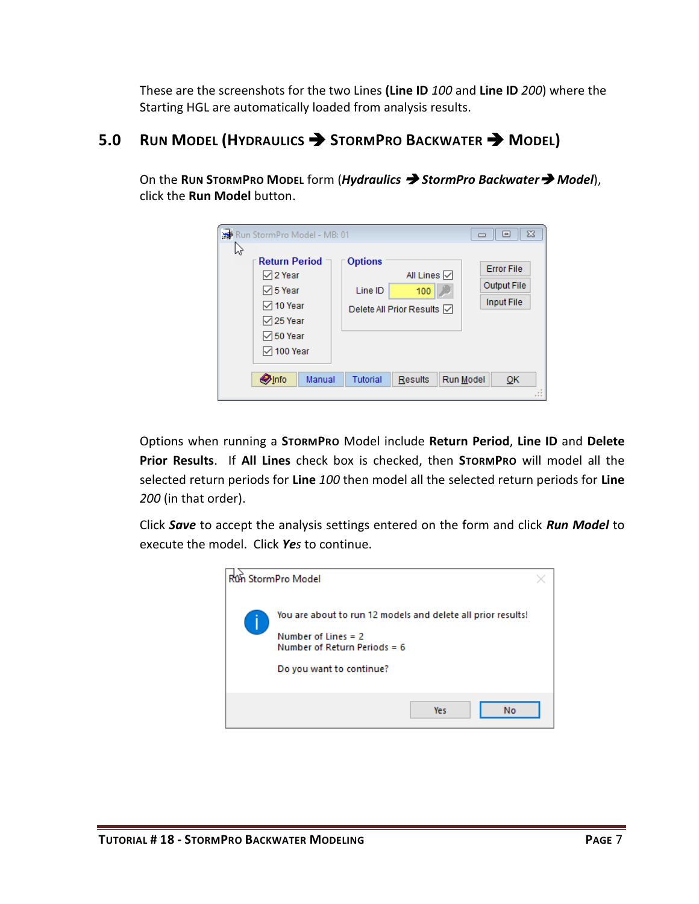These are the screenshots for the two Lines (**Line ID** *100* and **Line ID** *200*) where the Starting HGL are automatically loaded from analysis results.

## 5.0 RUN MODEL (HYDRAULICS ➔ STORMPRO BACKWATER ➔ MODEL)

On the **RUN STORMPRO MODEL** form (***Hydraulics*** ➔ ***StormPro Backwater*** ➔ ***Model***), click the **Run Model** button.

Options when running a **STORMPRO** Model include **Return Period**, **Line ID** and **Delete Prior Results**. If **All Lines** check box is checked, then **STORMPRO** will model all the selected return periods for **Line** *100* then model all the selected return periods for **Line** *200* (in that order).

Click ***Save*** to accept the analysis settings entered on the form and click ***Run Model*** to execute the model. Click ***Yes*** to continue.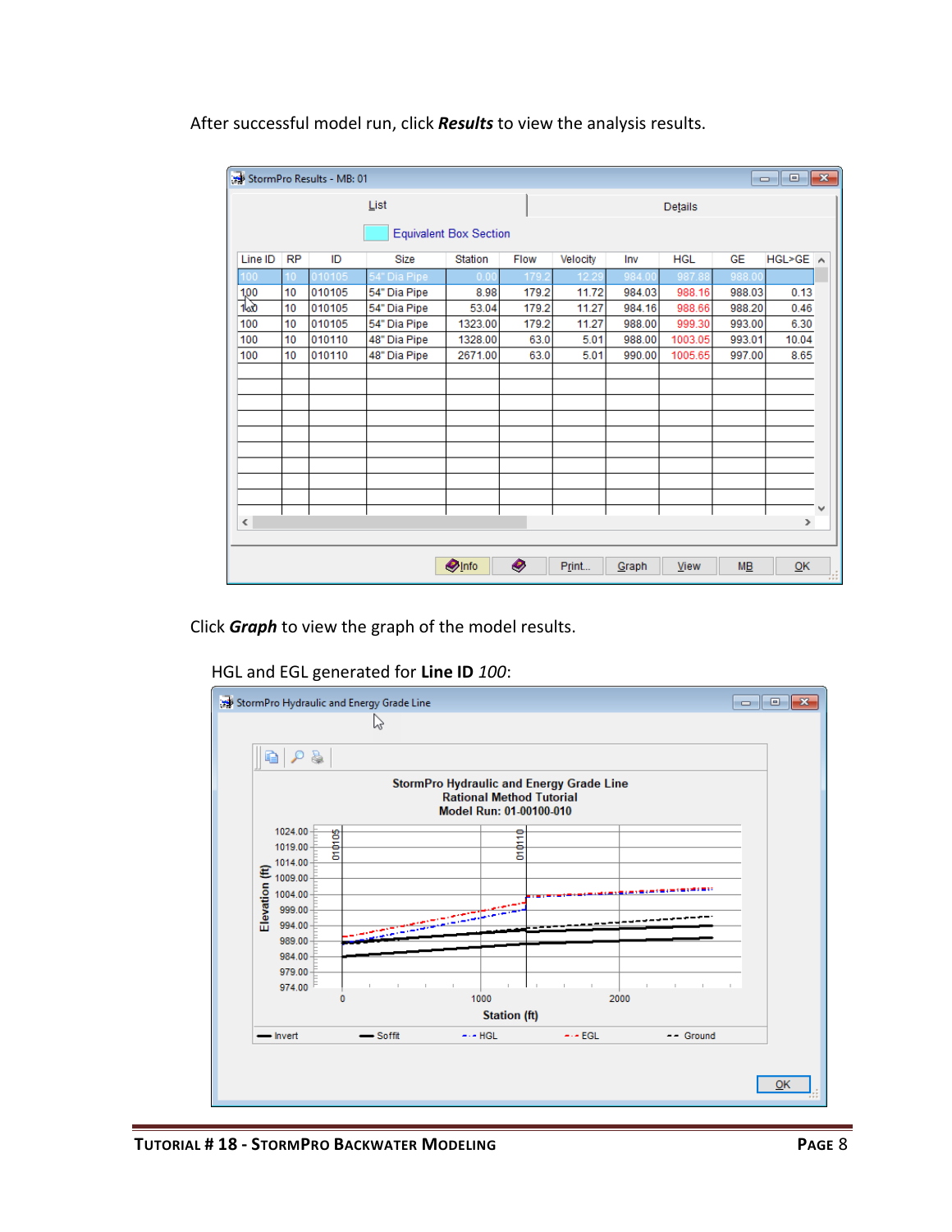After successful model run, click ***Results*** to view the analysis results.

StormPro Results - MB: 01

List | Details

Equivalent Box Section

| Line ID | RP | ID | Size | Station | Flow | Velocity | Inv | HGL | GE | HGL>GE |
|---|---|---|---|---|---|---|---|---|---|---|
| 100 | 10 | 010105 | 54" Dia Pipe | 0.00 | 179.2 | 12.29 | 984.00 | 987.88 | 988.00 | |
| 100 | 10 | 010105 | 54" Dia Pipe | 8.98 | 179.2 | 11.72 | 984.03 | 988.16 | 988.03 | 0.13 |
| 100 | 10 | 010105 | 54" Dia Pipe | 53.04 | 179.2 | 11.27 | 984.16 | 988.66 | 988.20 | 0.46 |
| 100 | 10 | 010105 | 54" Dia Pipe | 1323.00 | 179.2 | 11.27 | 988.00 | 999.30 | 993.00 | 6.30 |
| 100 | 10 | 010110 | 48" Dia Pipe | 1328.00 | 63.0 | 5.01 | 988.00 | 1003.05 | 993.01 | 10.04 |
| 100 | 10 | 010110 | 48" Dia Pipe | 2671.00 | 63.0 | 5.01 | 990.00 | 1005.65 | 997.00 | 8.65 |

Info | Print... | Graph | View | MB | OK

Click ***Graph*** to view the graph of the model results.

HGL and EGL generated for **Line ID** *100*:

StormPro Hydraulic and Energy Grade Line

**StormPro Hydraulic and Energy Grade Line**
**Rational Method Tutorial**
**Model Run: 01-00100-010**

Elevation (ft): 974.00 – 1024.00; Station (ft): 0, 1000, 2000; labels 010105, 010110

Legend: Invert, Soffit, HGL, EGL, Ground

OK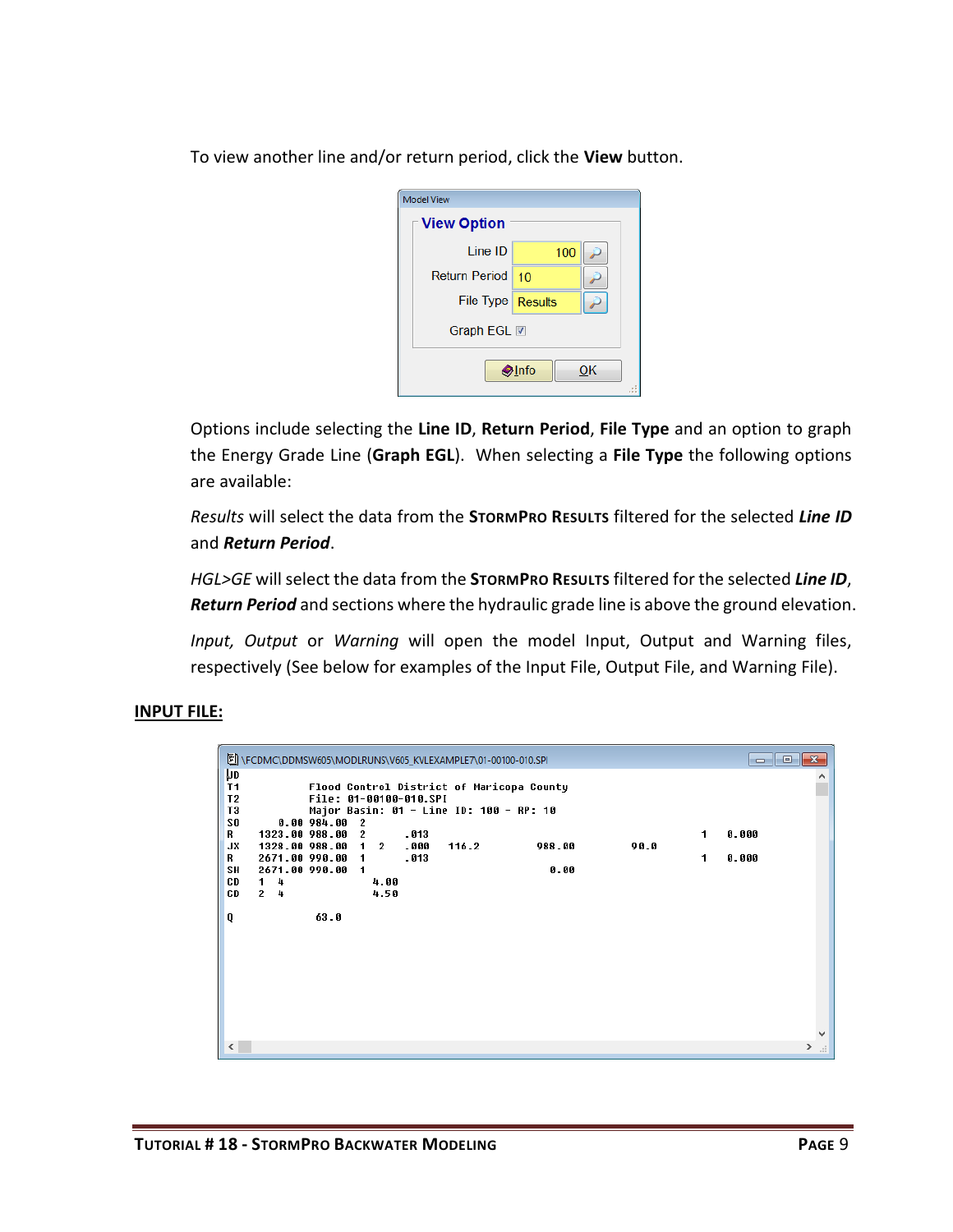To view another line and/or return period, click the **View** button.

Model View

**View Option**

Line ID 100

Return Period 10

File Type Results

Graph EGL ☑

Info OK

Options include selecting the **Line ID**, **Return Period**, **File Type** and an option to graph the Energy Grade Line (**Graph EGL**). When selecting a **File Type** the following options are available:

*Results* will select the data from the **StormPro Results** filtered for the selected ***Line ID*** and ***Return Period***.

*HGL>GE* will select the data from the **StormPro Results** filtered for the selected ***Line ID***, ***Return Period*** and sections where the hydraulic grade line is above the ground elevation.

*Input, Output* or *Warning* will open the model Input, Output and Warning files, respectively (See below for examples of the Input File, Output File, and Warning File).

**INPUT FILE:**

\FCDMC\DDMSW605\MODLRUNS\V605_KVLEXAMPLE7\01-00100-010.SPI

```
JD
T1          Flood Control District of Maricopa County
T2          File: 01-00100-010.SPI
T3          Major Basin: 01 - Line ID: 100 - RP: 10
SO      0.00 984.00  2
R    1323.00 988.00  2      .013                                        1    0.000
JX   1328.00 988.00  1  2   .000    116.2          988.00         90.0
R    2671.00 990.00  1      .013                                        1    0.000
SH   2671.00 990.00  1                               0.00
CD   1  4             4.00
CD   2  4             4.50

Q             63.0
```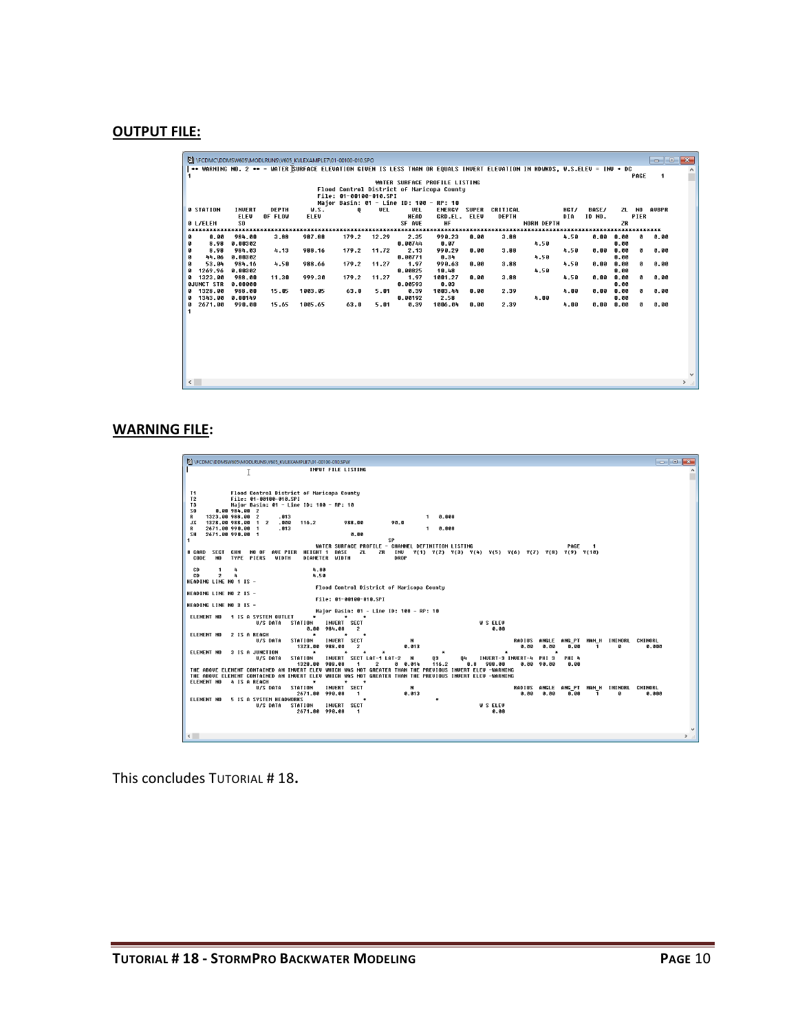**OUTPUT FILE:**

```
\FCDMC\DDMSW605\MODLRUNS\V605_KVLEXAMPLE7\01-00100-010.SPO

 ** WARNING NO. 2 ** - WATER SURFACE ELEVATION GIVEN IS LESS THAN OR EQUALS INVERT ELEVATION IN HDWKDS, W.S.ELEV = INV + DC
1                                                                                                                    PAGE    1
                                              WATER SURFACE PROFILE LISTING
                                    Flood Control District of Maricopa County
                                    File: 01-00100-010.SPI
                                    Major Basin: 01 - Line ID: 100 - RP: 10
0 STATION   INVERT   DEPTH    W.S.       Q      VEL     VEL    ENERGY  SUPER  CRITICAL          HGT/   BASE/    ZL  NO  AVBPR
            ELEV    OF FLOW   ELEV                      HEAD   GRD.EL.  ELEV   DEPTH            DIA    ID NO.       PIER
0 L/ELEM    SO                                         SF AVE    HF                  NORM DEPTH               ZR
*****************************************************************************************************************************
0    0.00   984.00    3.80   987.80    179.2   12.29    2.35   990.23   0.00    3.80            4.50    0.00  0.00   0   0.00
0    8.98  0.00302                                   0.00744    0.07                   4.50                  0.00
0    8.98   984.03    4.13   988.16    179.2   11.72    2.13   990.29   0.00    3.80            4.50    0.00  0.00   0   0.00
0   44.06  0.00302                                   0.00771    0.34                   4.50                  0.00
0   53.04   984.16    4.50   988.66    179.2   11.27    1.97   990.63   0.00    3.80            4.50    0.00  0.00   0   0.00
0 1269.96  0.00302                                   0.00825   10.40                   4.50                  0.00
0 1323.00   988.00   11.30   999.30    179.2   11.27    1.97  1001.27   0.00    3.80            4.50    0.00  0.00   0   0.00
0JUNCT STR 0.00000                                   0.00593    0.03                                         0.00
0 1328.00   988.00   15.05  1003.05     63.0    5.01    0.39  1003.44   0.00    2.39            4.00    0.00  0.00   0   0.00
0 1343.00  0.00149                                   0.00192    2.58                   4.00                  0.00
0 2671.00   990.00   15.65  1005.65     63.0    5.01    0.39  1006.04   0.00    2.39            4.00    0.00  0.00   0   0.00
1
```

**WARNING FILE:**

```
\FCDMC\DDMSW605\MODLRUNS\V605_KVLEXAMPLE7\01-00100-010.SPW

                                        INPUT FILE LISTING


 T1          Flood Control District of Maricopa County
 T2          File: 01-00100-010.SPI
 T3          Major Basin: 01 - Line ID: 100 - RP: 10
 SO      0.00 984.00  2
 R    1323.00 988.00  2      .013                                          1   0.000
 JX   1328.00 988.00  1  2   .000   116.2          988.00         90.0
 R    2671.00 990.00  1      .013                                          1   0.000
 SH   2671.00 990.00  1                          0.00
1                                                           SP
                                        WATER SURFACE PROFILE - CHANNEL DEFINITION LISTING                        PAGE    1
0 CARD  SECT  CHN  NO OF  AVE PIER  HEIGHT 1  BASE    ZL    ZR    INV   Y(1)  Y(2)  Y(3)  Y(4)  Y(5)  Y(6)  Y(7)  Y(8)  Y(9)  Y(10)
  CODE   NO   TYPE PIERS   WIDTH    DIAMETER  WIDTH               DROP

  CD     1    4                       4.00
  CD     2    4                       4.50
HEADING LINE NO 1 IS -
                                    Flood Control District of Maricopa County
HEADING LINE NO 2 IS -
                                    File: 01-00100-010.SPI
HEADING LINE NO 3 IS -
                                    Major Basin: 01 - Line ID: 100 - RP: 10
 ELEMENT NO    1 IS A SYSTEM OUTLET      *       *      *
                 U/S DATA    STATION     INVERT  SECT                              W S ELEV
                                0.00    984.00    2                                   0.00
 ELEMENT NO    2 IS A REACH             *       *      *
                 U/S DATA    STATION     INVERT  SECT           N                                    RADIUS  ANGLE  ANG_PT  MAN_H  INIMORL  CMINORL
                             1323.00    988.00    2           0.013                                   0.00   0.00    0.00    1      0       0.000
 ELEMENT NO    3 IS A JUNCTION          *       *      *       *          *                *              *
                 U/S DATA    STATION     INVERT  SECT LAT-1 LAT-2   N      Q3      Q4    INVERT-3 INVERT-4  PHI 3   PHI 4
                             1328.00    988.00    1     2    0  0.014   116.2     0.0    988.00     0.00   90.00    0.00
 THE ABOVE ELEMENT CONTAINED AN INVERT ELEV WHICH WAS NOT GREATER THAN THE PREVIOUS INVERT ELEV -WARNING
 THE ABOVE ELEMENT CONTAINED AN INVERT ELEV WHICH WAS NOT GREATER THAN THE PREVIOUS INVERT ELEV -WARNING
 ELEMENT NO    4 IS A REACH             *       *      *
                 U/S DATA    STATION     INVERT  SECT           N                                    RADIUS  ANGLE  ANG_PT  MAN_H  INIMORL  CMINORL
                             2671.00    990.00    1           0.013                                   0.00   0.00    0.00    1      0       0.000
 ELEMENT NO    5 IS A SYSTEM HEADWORKS              *                  *
                 U/S DATA    STATION     INVERT  SECT                              W S ELEV
                             2671.00    990.00    1                                   0.00
```

This concludes TUTORIAL # 18**.**